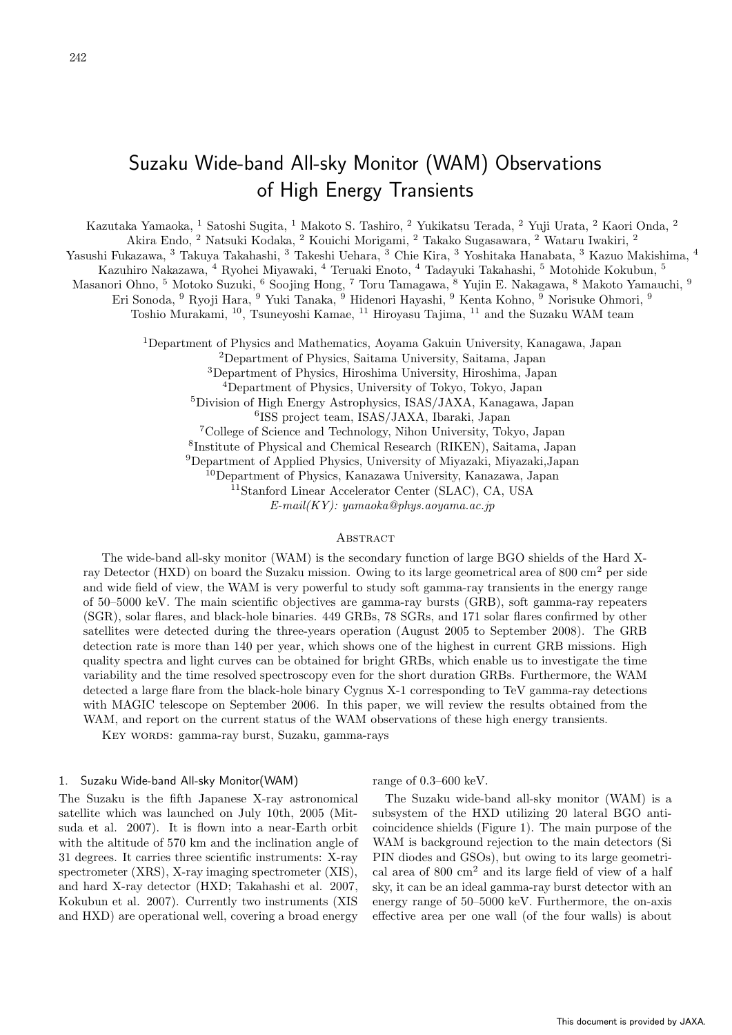# Suzaku Wide-band All-sky Monitor (WAM) Observations of High Energy Transients

Kazutaka Yamaoka, [1] Satoshi Sugita, [1] Makoto S. Tashiro, [2] Yukikatsu Terada, [2] Yuji Urata, [2] Kaori Onda, [2] Akira Endo, [2] Natsuki Kodaka, [2] Kouichi Morigami, [2] Takako Sugasawara, [2] Wataru Iwakiri, [2] Yasushi Fukazawa, [3] Takuya Takahashi, [3] Takeshi Uehara, [3] Chie Kira, [3] Yoshitaka Hanabata, [3] Kazuo Makishima, [4] Kazuhiro Nakazawa, [4] Ryohei Miyawaki, [4] Teruaki Enoto, [4] Tadayuki Takahashi, [5] Motohide Kokubun, [5] Masanori Ohno, [5] Motoko Suzuki, [6] Soojing Hong, [7] Toru Tamagawa, [8] Yujin E. Nakagawa, [8] Makoto Yamauchi, [9] Eri Sonoda, [9] Ryoji Hara, [9] Yuki Tanaka, [9] Hidenori Hayashi, [9] Kenta Kohno, [9] Norisuke Ohmori, [9] Toshio Murakami, [10], Tsuneyoshi Kamae, [11] Hiroyasu Tajima, [11] and the Suzaku WAM team

[1]Department of Physics and Mathematics, Aoyama Gakuin University, Kanagawa, Japan
[2]Department of Physics, Saitama University, Saitama, Japan
[3]Department of Physics, Hiroshima University, Hiroshima, Japan
[4]Department of Physics, University of Tokyo, Tokyo, Japan
[5]Division of High Energy Astrophysics, ISAS/JAXA, Kanagawa, Japan
[6]ISS project team, ISAS/JAXA, Ibaraki, Japan
[7]College of Science and Technology, Nihon University, Tokyo, Japan
[8]Institute of Physical and Chemical Research (RIKEN), Saitama, Japan
[9]Department of Applied Physics, University of Miyazaki, Miyazaki,Japan
[10]Department of Physics, Kanazawa University, Kanazawa, Japan
[11]Stanford Linear Accelerator Center (SLAC), CA, USA
*E-mail(KY): yamaoka@phys.aoyama.ac.jp*

## Abstract

The wide-band all-sky monitor (WAM) is the secondary function of large BGO shields of the Hard X-ray Detector (HXD) on board the Suzaku mission. Owing to its large geometrical area of 800 $cm^2$ per side and wide field of view, the WAM is very powerful to study soft gamma-ray transients in the energy range of 50–5000 keV. The main scientific objectives are gamma-ray bursts (GRB), soft gamma-ray repeaters (SGR), solar flares, and black-hole binaries. 449 GRBs, 78 SGRs, and 171 solar flares confirmed by other satellites were detected during the three-years operation (August 2005 to September 2008). The GRB detection rate is more than 140 per year, which shows one of the highest in current GRB missions. High quality spectra and light curves can be obtained for bright GRBs, which enable us to investigate the time variability and the time resolved spectroscopy even for the short duration GRBs. Furthermore, the WAM detected a large flare from the black-hole binary Cygnus X-1 corresponding to TeV gamma-ray detections with MAGIC telescope on September 2006. In this paper, we will review the results obtained from the WAM, and report on the current status of the WAM observations of these high energy transients.

Key words: gamma-ray burst, Suzaku, gamma-rays

## 1. Suzaku Wide-band All-sky Monitor(WAM)

The Suzaku is the fifth Japanese X-ray astronomical satellite which was launched on July 10th, 2005 (Mitsuda et al. 2007). It is flown into a near-Earth orbit with the altitude of 570 km and the inclination angle of 31 degrees. It carries three scientific instruments: X-ray spectrometer (XRS), X-ray imaging spectrometer (XIS), and hard X-ray detector (HXD; Takahashi et al. 2007, Kokubun et al. 2007). Currently two instruments (XIS and HXD) are operational well, covering a broad energy range of 0.3–600 keV.

The Suzaku wide-band all-sky monitor (WAM) is a subsystem of the HXD utilizing 20 lateral BGO anticoincidence shields (Figure 1). The main purpose of the WAM is background rejection to the main detectors (Si PIN diodes and GSOs), but owing to its large geometrical area of 800 $cm^2$ and its large field of view of a half sky, it can be an ideal gamma-ray burst detector with an energy range of 50–5000 keV. Furthermore, the on-axis effective area per one wall (of the four walls) is about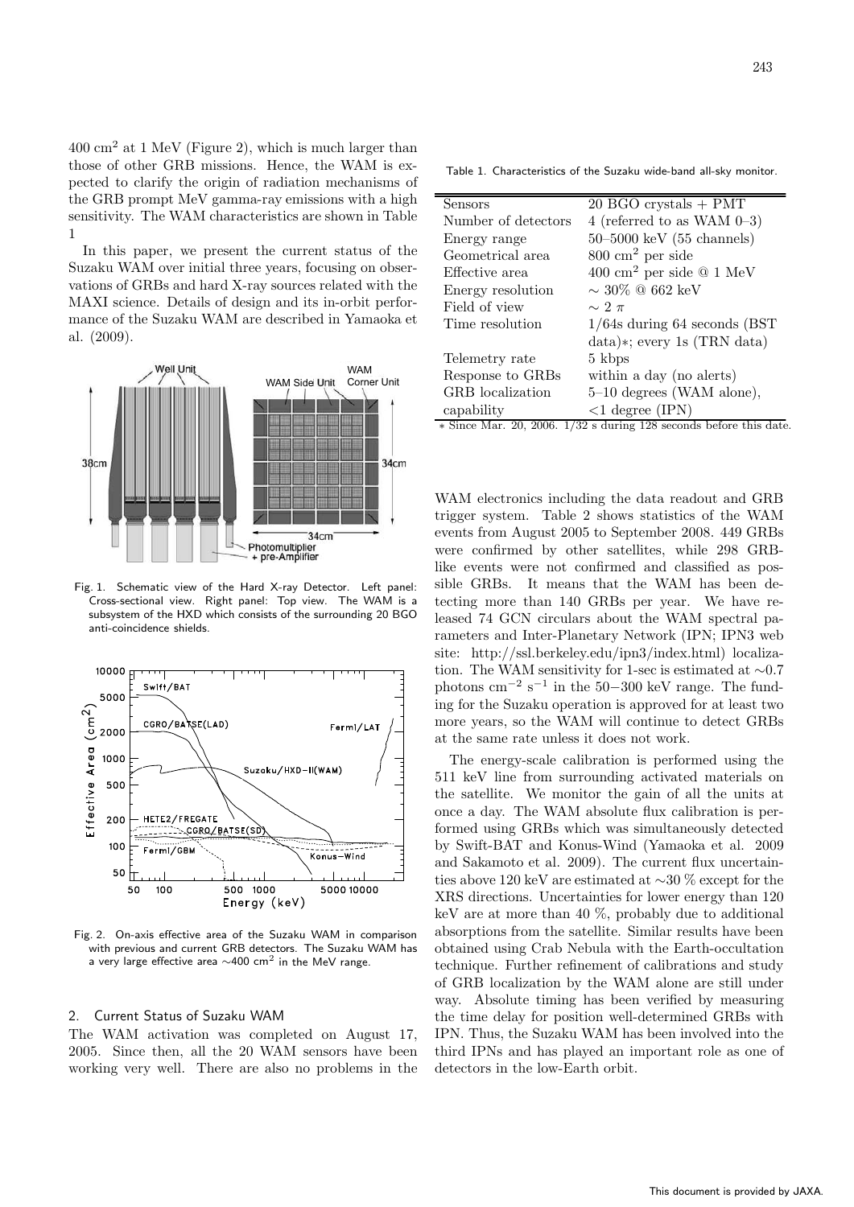400 cm$^2$ at 1 MeV (Figure 2), which is much larger than those of other GRB missions. Hence, the WAM is expected to clarify the origin of radiation mechanisms of the GRB prompt MeV gamma-ray emissions with a high sensitivity. The WAM characteristics are shown in Table 1

In this paper, we present the current status of the Suzaku WAM over initial three years, focusing on observations of GRBs and hard X-ray sources related with the MAXI science. Details of design and its in-orbit performance of the Suzaku WAM are described in Yamaoka et al. (2009).

Fig. 1. Schematic view of the Hard X-ray Detector. Left panel: Cross-sectional view. Right panel: Top view. The WAM is a subsystem of the HXD which consists of the surrounding 20 BGO anti-coincidence shields.

Fig. 2. On-axis effective area of the Suzaku WAM in comparison with previous and current GRB detectors. The Suzaku WAM has a very large effective area ∼400 cm$^2$ in the MeV range.

## 2. Current Status of Suzaku WAM

The WAM activation was completed on August 17, 2005. Since then, all the 20 WAM sensors have been working very well. There are also no problems in the WAM electronics including the data readout and GRB trigger system. Table 2 shows statistics of the WAM events from August 2005 to September 2008. 449 GRBs were confirmed by other satellites, while 298 GRB-like events were not confirmed and classified as possible GRBs. It means that the WAM has been detecting more than 140 GRBs per year. We have released 74 GCN circulars about the WAM spectral parameters and Inter-Planetary Network (IPN; IPN3 web site: http://ssl.berkeley.edu/ipn3/index.html) localization. The WAM sensitivity for 1-sec is estimated at ∼0.7 photons cm$^{-2}$ s$^{-1}$ in the 50−300 keV range. The funding for the Suzaku operation is approved for at least two more years, so the WAM will continue to detect GRBs at the same rate unless it does not work.

Table 1. Characteristics of the Suzaku wide-band all-sky monitor.

| | |
|---|---|
| Sensors | 20 BGO crystals + PMT |
| Number of detectors | 4 (referred to as WAM 0–3) |
| Energy range | 50–5000 keV (55 channels) |
| Geometrical area | 800 cm$^2$ per side |
| Effective area | 400 cm$^2$ per side @ 1 MeV |
| Energy resolution | ∼ 30% @ 662 keV |
| Field of view | ∼ 2 $\pi$ |
| Time resolution | 1/64s during 64 seconds (BST data)*; every 1s (TRN data) |
| Telemetry rate | 5 kbps |
| Response to GRBs | within a day (no alerts) |
| GRB localization capability | 5–10 degrees (WAM alone), <1 degree (IPN) |

* Since Mar. 20, 2006. 1/32 s during 128 seconds before this date.

The energy-scale calibration is performed using the 511 keV line from surrounding activated materials on the satellite. We monitor the gain of all the units at once a day. The WAM absolute flux calibration is performed using GRBs which was simultaneously detected by Swift-BAT and Konus-Wind (Yamaoka et al. 2009 and Sakamoto et al. 2009). The current flux uncertainties above 120 keV are estimated at ∼30 % except for the XRS directions. Uncertainties for lower energy than 120 keV are at more than 40 %, probably due to additional absorptions from the satellite. Similar results have been obtained using Crab Nebula with the Earth-occultation technique. Further refinement of calibrations and study of GRB localization by the WAM alone are still under way. Absolute timing has been verified by measuring the time delay for position well-determined GRBs with IPN. Thus, the Suzaku WAM has been involved into the third IPNs and has played an important role as one of detectors in the low-Earth orbit.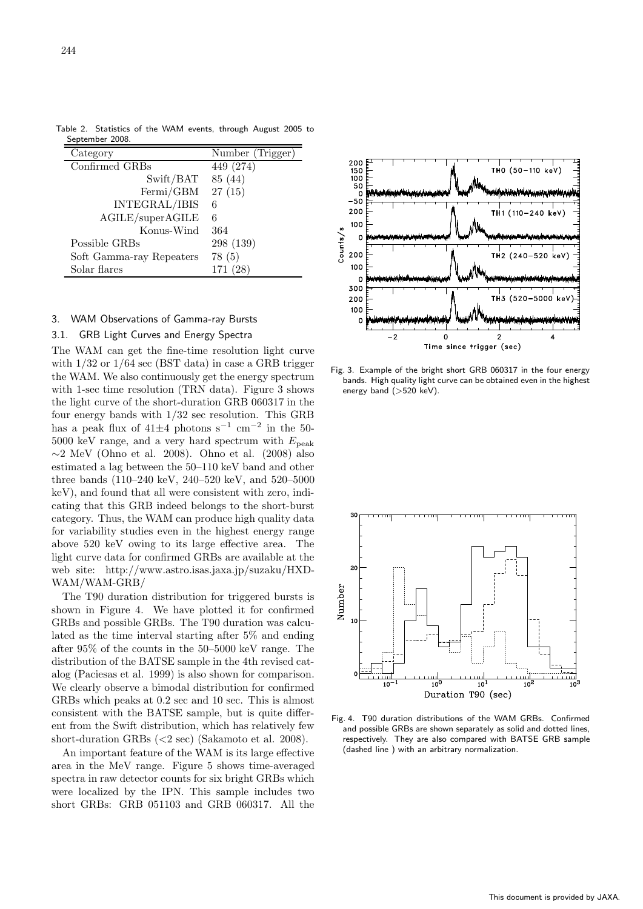Table 2. Statistics of the WAM events, through August 2005 to September 2008.

| Category | Number (Trigger) |
|---|---|
| Confirmed GRBs | 449 (274) |
| Swift/BAT | 85 (44) |
| Fermi/GBM | 27 (15) |
| INTEGRAL/IBIS | 6 |
| AGILE/superAGILE | 6 |
| Konus-Wind | 364 |
| Possible GRBs | 298 (139) |
| Soft Gamma-ray Repeaters | 78 (5) |
| Solar flares | 171 (28) |

## 3. WAM Observations of Gamma-ray Bursts

### 3.1. GRB Light Curves and Energy Spectra

The WAM can get the fine-time resolution light curve with 1/32 or 1/64 sec (BST data) in case a GRB trigger the WAM. We also continuously get the energy spectrum with 1-sec time resolution (TRN data). Figure 3 shows the light curve of the short-duration GRB 060317 in the four energy bands with 1/32 sec resolution. This GRB has a peak flux of $41 \pm 4$ photons $\mathrm{s}^{-1}$ $\mathrm{cm}^{-2}$ in the 50-5000 keV range, and a very hard spectrum with $E_{\rm peak}$ $\sim$2 MeV (Ohno et al. 2008). Ohno et al. (2008) also estimated a lag between the 50–110 keV band and other three bands (110–240 keV, 240–520 keV, and 520–5000 keV), and found that all were consistent with zero, indicating that this GRB indeed belongs to the short-burst category. Thus, the WAM can produce high quality data for variability studies even in the highest energy range above 520 keV owing to its large effective area. The light curve data for confirmed GRBs are available at the web site: http://www.astro.isas.jaxa.jp/suzaku/HXD-WAM/WAM-GRB/

Fig. 3. Example of the bright short GRB 060317 in the four energy bands. High quality light curve can be obtained even in the highest energy band (>520 keV).

The T90 duration distribution for triggered bursts is shown in Figure 4. We have plotted it for confirmed GRBs and possible GRBs. The T90 duration was calculated as the time interval starting after 5% and ending after 95% of the counts in the 50–5000 keV range. The distribution of the BATSE sample in the 4th revised catalog (Paciesas et al. 1999) is also shown for comparison. We clearly observe a bimodal distribution for confirmed GRBs which peaks at 0.2 sec and 10 sec. This is almost consistent with the BATSE sample, but is quite different from the Swift distribution, which has relatively few short-duration GRBs (<2 sec) (Sakamoto et al. 2008).

Fig. 4. T90 duration distributions of the WAM GRBs. Confirmed and possible GRBs are shown separately as solid and dotted lines, respectively. They are also compared with BATSE GRB sample (dashed line ) with an arbitrary normalization.

An important feature of the WAM is its large effective area in the MeV range. Figure 5 shows time-averaged spectra in raw detector counts for six bright GRBs which were localized by the IPN. This sample includes two short GRBs: GRB 051103 and GRB 060317. All the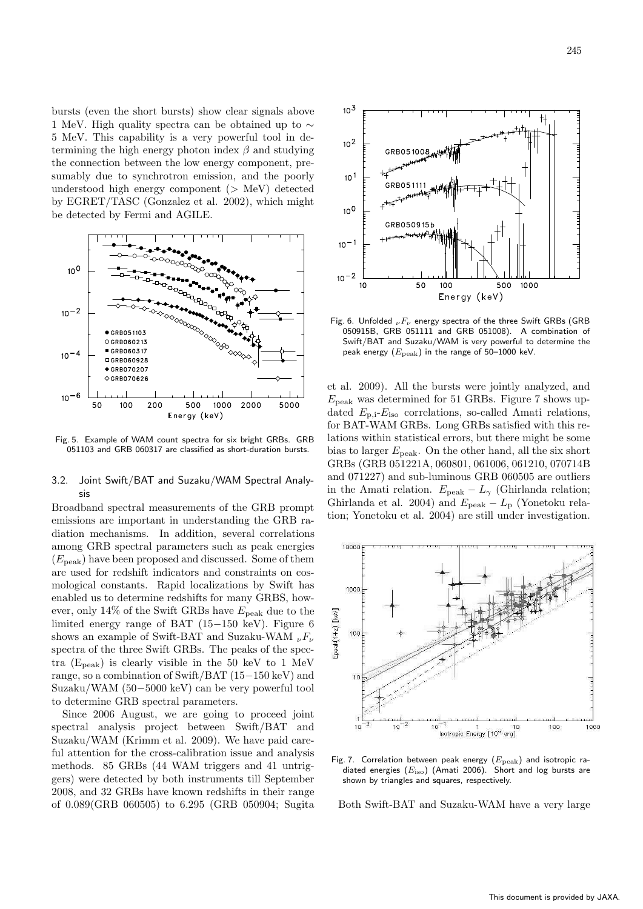bursts (even the short bursts) show clear signals above 1 MeV. High quality spectra can be obtained up to $\sim$ 5 MeV. This capability is a very powerful tool in determining the high energy photon index $\beta$ and studying the connection between the low energy component, presumably due to synchrotron emission, and the poorly understood high energy component ($>$ MeV) detected by EGRET/TASC (Gonzalez et al. 2002), which might be detected by Fermi and AGILE.

Fig. 5. Example of WAM count spectra for six bright GRBs. GRB 051103 and GRB 060317 are classified as short-duration bursts.

### 3.2. Joint Swift/BAT and Suzaku/WAM Spectral Analysis

Broadband spectral measurements of the GRB prompt emissions are important in understanding the GRB radiation mechanisms. In addition, several correlations among GRB spectral parameters such as peak energies ($E_{\rm peak}$) have been proposed and discussed. Some of them are used for redshift indicators and constraints on cosmological constants. Rapid localizations by Swift has enabled us to determine redshifts for many GRBS, however, only 14% of the Swift GRBs have $E_{\rm peak}$ due to the limited energy range of BAT (15−150 keV). Figure 6 shows an example of Swift-BAT and Suzaku-WAM $_{\nu}F_{\nu}$ spectra of the three Swift GRBs. The peaks of the spectra ($E_{\rm peak}$) is clearly visible in the 50 keV to 1 MeV range, so a combination of Swift/BAT (15−150 keV) and Suzaku/WAM (50−5000 keV) can be very powerful tool to determine GRB spectral parameters.

Since 2006 August, we are going to proceed joint spectral analysis project between Swift/BAT and Suzaku/WAM (Krimm et al. 2009). We have paid careful attention for the cross-calibration issue and analysis methods. 85 GRBs (44 WAM triggers and 41 untriggers) were detected by both instruments till September 2008, and 32 GRBs have known redshifts in their range of 0.089(GRB 060505) to 6.295 (GRB 050904; Sugita et al. 2009). All the bursts were jointly analyzed, and $E_{\rm peak}$ was determined for 51 GRBs. Figure 7 shows updated $E_{\rm p,i}$-$E_{\rm iso}$ correlations, so-called Amati relations, for BAT-WAM GRBs. Long GRBs satisfied with this relations within statistical errors, but there might be some bias to larger $E_{\rm peak}$. On the other hand, all the six short GRBs (GRB 051221A, 060801, 061006, 061210, 070714B and 071227) and sub-luminous GRB 060505 are outliers in the Amati relation. $E_{\rm peak} - L_{\gamma}$ (Ghirlanda relation; Ghirlanda et al. 2004) and $E_{\rm peak} - L_{\rm p}$ (Yonetoku relation; Yonetoku et al. 2004) are still under investigation.

Fig. 6. Unfolded $_{\nu}F_{\nu}$ energy spectra of the three Swift GRBs (GRB 050915B, GRB 051111 and GRB 051008). A combination of Swift/BAT and Suzaku/WAM is very powerful to determine the peak energy ($E_{\rm peak}$) in the range of 50–1000 keV.

Fig. 7. Correlation between peak energy ($E_{\rm peak}$) and isotropic radiated energies ($E_{\rm iso}$) (Amati 2006). Short and log bursts are shown by triangles and squares, respectively.

Both Swift-BAT and Suzaku-WAM have a very large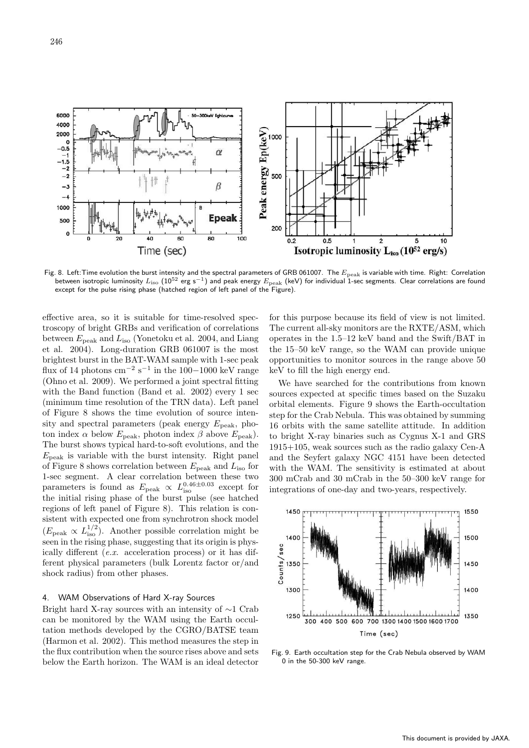Fig. 8. Left:Time evolution the burst intensity and the spectral parameters of GRB 061007. The $E_{\rm peak}$ is variable with time. Right: Correlation between isotropic luminosity $L_{\rm iso}$ ($10^{52}$ erg s$^{-1}$) and peak energy $E_{\rm peak}$ (keV) for individual 1-sec segments. Clear correlations are found except for the pulse rising phase (hatched region of left panel of the Figure).

effective area, so it is suitable for time-resolved spectroscopy of bright GRBs and verification of correlations between $E_{\rm peak}$ and $L_{\rm iso}$ (Yonetoku et al. 2004, and Liang et al. 2004). Long-duration GRB 061007 is the most brightest burst in the BAT-WAM sample with 1-sec peak flux of 14 photons cm$^{-2}$ s$^{-1}$ in the 100−1000 keV range (Ohno et al. 2009). We performed a joint spectral fitting with the Band function (Band et al. 2002) every 1 sec (minimum time resolution of the TRN data). Left panel of Figure 8 shows the time evolution of source intensity and spectral parameters (peak energy $E_{\rm peak}$, photon index $\alpha$ below $E_{\rm peak}$, photon index $\beta$ above $E_{\rm peak}$). The burst shows typical hard-to-soft evolutions, and the $E_{\rm peak}$ is variable with the burst intensity. Right panel of Figure 8 shows correlation between $E_{\rm peak}$ and $L_{\rm iso}$ for 1-sec segment. A clear correlation between these two parameters is found as $E_{\rm peak} \propto L_{\rm iso}^{0.46\pm0.03}$ except for the initial rising phase of the burst pulse (see hatched regions of left panel of Figure 8). This relation is consistent with expected one from synchrotron shock model ($E_{\rm peak} \propto L_{\rm iso}^{1/2}$). Another possible correlation might be seen in the rising phase, suggesting that its origin is physically different (*e.x.* acceleration process) or it has different physical parameters (bulk Lorentz factor or/and shock radius) from other phases.

## 4. WAM Observations of Hard X-ray Sources

Bright hard X-ray sources with an intensity of ∼1 Crab can be monitored by the WAM using the Earth occultation methods developed by the CGRO/BATSE team (Harmon et al. 2002). This method measures the step in the flux contribution when the source rises above and sets below the Earth horizon. The WAM is an ideal detector for this purpose because its field of view is not limited. The current all-sky monitors are the RXTE/ASM, which operates in the 1.5–12 keV band and the Swift/BAT in the 15–50 keV range, so the WAM can provide unique opportunities to monitor sources in the range above 50 keV to fill the high energy end.

We have searched for the contributions from known sources expected at specific times based on the Suzaku orbital elements. Figure 9 shows the Earth-occultation step for the Crab Nebula. This was obtained by summing 16 orbits with the same satellite attitude. In addition to bright X-ray binaries such as Cygnus X-1 and GRS 1915+105, weak sources such as the radio galaxy Cen-A and the Seyfert galaxy NGC 4151 have been detected with the WAM. The sensitivity is estimated at about 300 mCrab and 30 mCrab in the 50–300 keV range for integrations of one-day and two-years, respectively.

Fig. 9. Earth occultation step for the Crab Nebula observed by WAM 0 in the 50-300 keV range.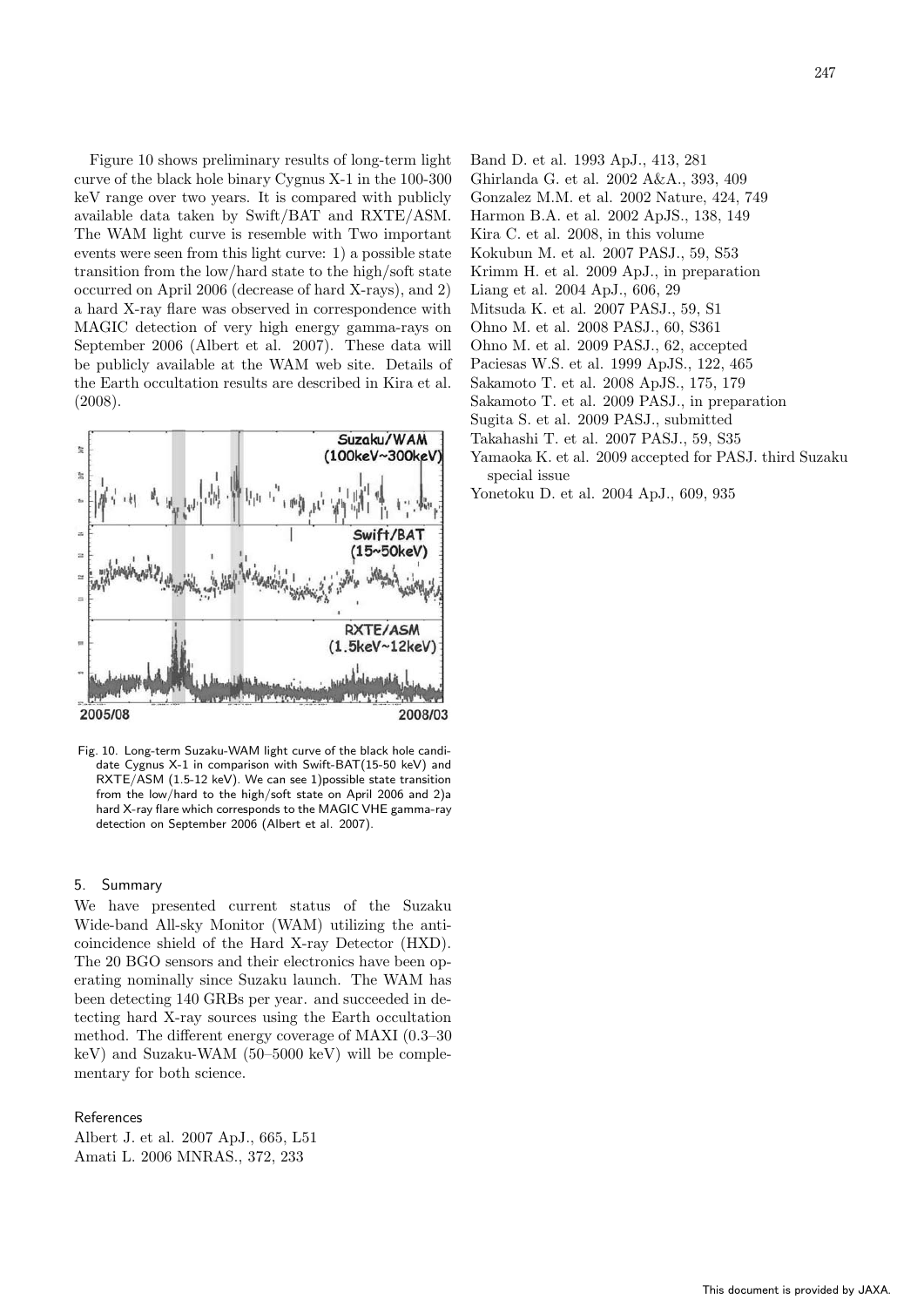Figure 10 shows preliminary results of long-term light curve of the black hole binary Cygnus X-1 in the 100-300 keV range over two years. It is compared with publicly available data taken by Swift/BAT and RXTE/ASM. The WAM light curve is resemble with Two important events were seen from this light curve: 1) a possible state transition from the low/hard state to the high/soft state occurred on April 2006 (decrease of hard X-rays), and 2) a hard X-ray flare was observed in correspondence with MAGIC detection of very high energy gamma-rays on September 2006 (Albert et al. 2007). These data will be publicly available at the WAM web site. Details of the Earth occultation results are described in Kira et al. (2008).

Suzaku/WAM (100keV~300keV)

Swift/BAT (15~50keV)

RXTE/ASM (1.5keV~12keV)

2005/08

2008/03

Fig. 10. Long-term Suzaku-WAM light curve of the black hole candidate Cygnus X-1 in comparison with Swift-BAT(15-50 keV) and RXTE/ASM (1.5-12 keV). We can see 1)possible state transition from the low/hard to the high/soft state on April 2006 and 2)a hard X-ray flare which corresponds to the MAGIC VHE gamma-ray detection on September 2006 (Albert et al. 2007).

## 5. Summary

We have presented current status of the Suzaku Wide-band All-sky Monitor (WAM) utilizing the anticoincidence shield of the Hard X-ray Detector (HXD). The 20 BGO sensors and their electronics have been operating nominally since Suzaku launch. The WAM has been detecting 140 GRBs per year. and succeeded in detecting hard X-ray sources using the Earth occultation method. The different energy coverage of MAXI (0.3–30 keV) and Suzaku-WAM (50–5000 keV) will be complementary for both science.

## References

Albert J. et al. 2007 ApJ., 665, L51
Amati L. 2006 MNRAS., 372, 233
Band D. et al. 1993 ApJ., 413, 281
Ghirlanda G. et al. 2002 A&A., 393, 409
Gonzalez M.M. et al. 2002 Nature, 424, 749
Harmon B.A. et al. 2002 ApJS., 138, 149
Kira C. et al. 2008, in this volume
Kokubun M. et al. 2007 PASJ., 59, S53
Krimm H. et al. 2009 ApJ., in preparation
Liang et al. 2004 ApJ., 606, 29
Mitsuda K. et al. 2007 PASJ., 59, S1
Ohno M. et al. 2008 PASJ., 60, S361
Ohno M. et al. 2009 PASJ., 62, accepted
Paciesas W.S. et al. 1999 ApJS., 122, 465
Sakamoto T. et al. 2008 ApJS., 175, 179
Sakamoto T. et al. 2009 PASJ., in preparation
Sugita S. et al. 2009 PASJ., submitted
Takahashi T. et al. 2007 PASJ., 59, S35
Yamaoka K. et al. 2009 accepted for PASJ. third Suzaku special issue
Yonetoku D. et al. 2004 ApJ., 609, 935